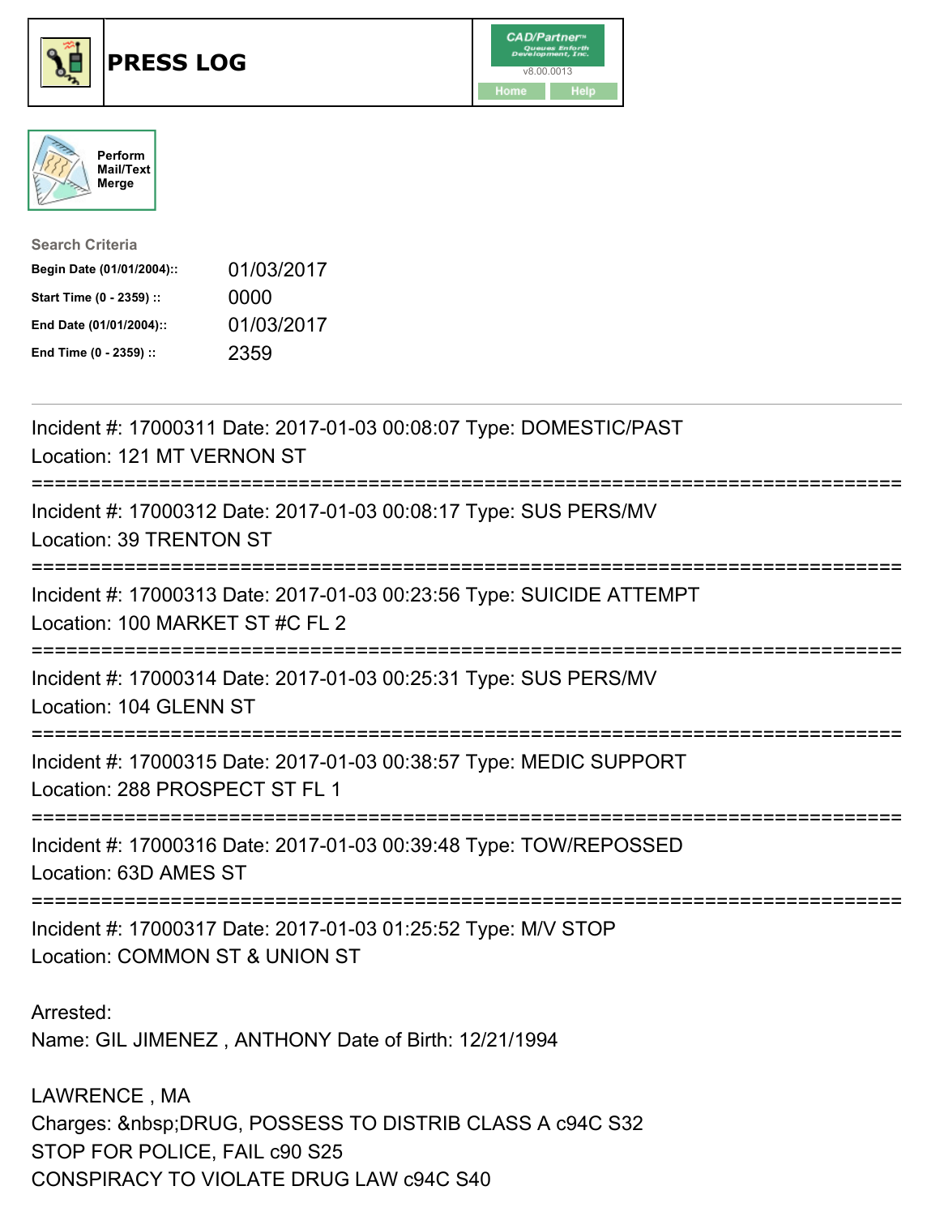# PRESS LOG

CAD/Partner™ Queues Enforth Development, Inc. v8.00.0013

Home Help

Perform Mail/Text Merge

**Search Criteria**

| | |
|---|---|
| **Begin Date (01/01/2004)::** | 01/03/2017 |
| **Start Time (0 - 2359) ::** | 0000 |
| **End Date (01/01/2004)::** | 01/03/2017 |
| **End Time (0 - 2359) ::** | 2359 |

---

Incident #: 17000311 Date: 2017-01-03 00:08:07 Type: DOMESTIC/PAST
Location: 121 MT VERNON ST

===========================================================================

Incident #: 17000312 Date: 2017-01-03 00:08:17 Type: SUS PERS/MV
Location: 39 TRENTON ST

===========================================================================

Incident #: 17000313 Date: 2017-01-03 00:23:56 Type: SUICIDE ATTEMPT
Location: 100 MARKET ST #C FL 2

===========================================================================

Incident #: 17000314 Date: 2017-01-03 00:25:31 Type: SUS PERS/MV
Location: 104 GLENN ST

===========================================================================

Incident #: 17000315 Date: 2017-01-03 00:38:57 Type: MEDIC SUPPORT
Location: 288 PROSPECT ST FL 1

===========================================================================

Incident #: 17000316 Date: 2017-01-03 00:39:48 Type: TOW/REPOSSED
Location: 63D AMES ST

===========================================================================

Incident #: 17000317 Date: 2017-01-03 01:25:52 Type: M/V STOP
Location: COMMON ST & UNION ST

Arrested:
Name: GIL JIMENEZ , ANTHONY Date of Birth: 12/21/1994

LAWRENCE , MA
Charges: &nbsp;DRUG, POSSESS TO DISTRIB CLASS A c94C S32
STOP FOR POLICE, FAIL c90 S25
CONSPIRACY TO VIOLATE DRUG LAW c94C S40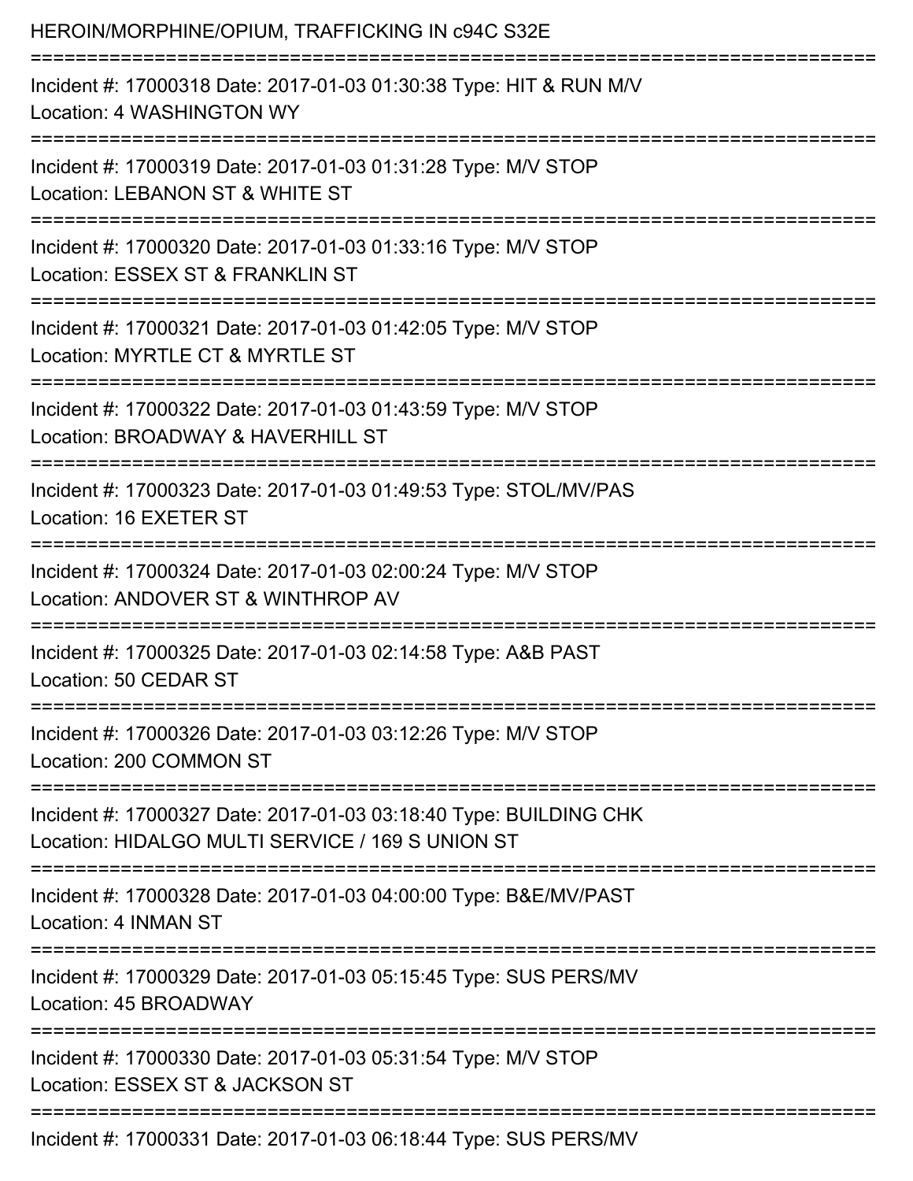HEROIN/MORPHINE/OPIUM, TRAFFICKING IN c94C S32E

===========================================================================

Incident #: 17000318 Date: 2017-01-03 01:30:38 Type: HIT & RUN M/V
Location: 4 WASHINGTON WY

===========================================================================

Incident #: 17000319 Date: 2017-01-03 01:31:28 Type: M/V STOP
Location: LEBANON ST & WHITE ST

===========================================================================

Incident #: 17000320 Date: 2017-01-03 01:33:16 Type: M/V STOP
Location: ESSEX ST & FRANKLIN ST

===========================================================================

Incident #: 17000321 Date: 2017-01-03 01:42:05 Type: M/V STOP
Location: MYRTLE CT & MYRTLE ST

===========================================================================

Incident #: 17000322 Date: 2017-01-03 01:43:59 Type: M/V STOP
Location: BROADWAY & HAVERHILL ST

===========================================================================

Incident #: 17000323 Date: 2017-01-03 01:49:53 Type: STOL/MV/PAS
Location: 16 EXETER ST

===========================================================================

Incident #: 17000324 Date: 2017-01-03 02:00:24 Type: M/V STOP
Location: ANDOVER ST & WINTHROP AV

===========================================================================

Incident #: 17000325 Date: 2017-01-03 02:14:58 Type: A&B PAST
Location: 50 CEDAR ST

===========================================================================

Incident #: 17000326 Date: 2017-01-03 03:12:26 Type: M/V STOP
Location: 200 COMMON ST

===========================================================================

Incident #: 17000327 Date: 2017-01-03 03:18:40 Type: BUILDING CHK
Location: HIDALGO MULTI SERVICE / 169 S UNION ST

===========================================================================

Incident #: 17000328 Date: 2017-01-03 04:00:00 Type: B&E/MV/PAST
Location: 4 INMAN ST

===========================================================================

Incident #: 17000329 Date: 2017-01-03 05:15:45 Type: SUS PERS/MV
Location: 45 BROADWAY

===========================================================================

Incident #: 17000330 Date: 2017-01-03 05:31:54 Type: M/V STOP
Location: ESSEX ST & JACKSON ST

===========================================================================

Incident #: 17000331 Date: 2017-01-03 06:18:44 Type: SUS PERS/MV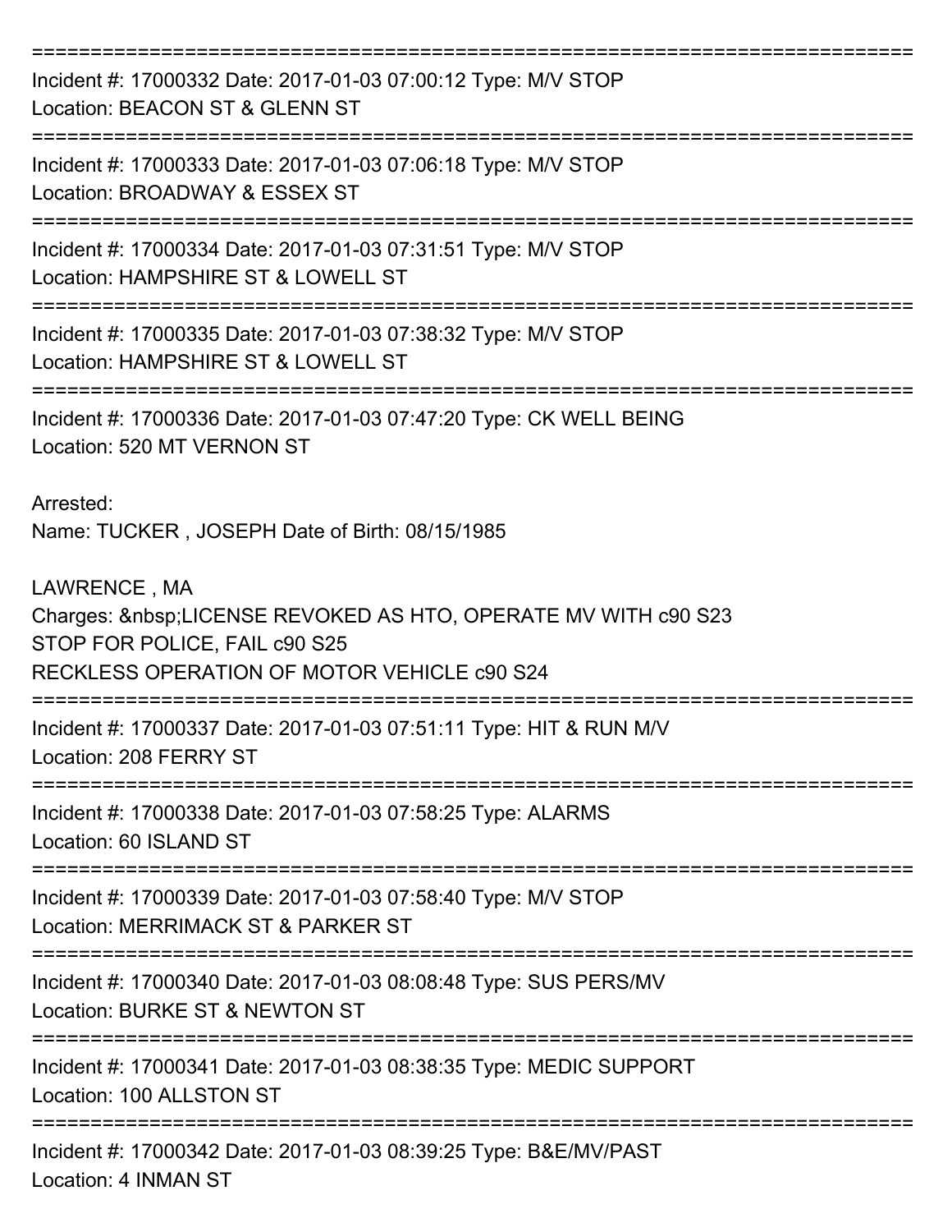===========================================================================

Incident #: 17000332 Date: 2017-01-03 07:00:12 Type: M/V STOP
Location: BEACON ST & GLENN ST

===========================================================================

Incident #: 17000333 Date: 2017-01-03 07:06:18 Type: M/V STOP
Location: BROADWAY & ESSEX ST

===========================================================================

Incident #: 17000334 Date: 2017-01-03 07:31:51 Type: M/V STOP
Location: HAMPSHIRE ST & LOWELL ST

===========================================================================

Incident #: 17000335 Date: 2017-01-03 07:38:32 Type: M/V STOP
Location: HAMPSHIRE ST & LOWELL ST

===========================================================================

Incident #: 17000336 Date: 2017-01-03 07:47:20 Type: CK WELL BEING
Location: 520 MT VERNON ST

Arrested:
Name: TUCKER , JOSEPH Date of Birth: 08/15/1985

LAWRENCE , MA
Charges: &nbsp;LICENSE REVOKED AS HTO, OPERATE MV WITH c90 S23
STOP FOR POLICE, FAIL c90 S25
RECKLESS OPERATION OF MOTOR VEHICLE c90 S24

===========================================================================

Incident #: 17000337 Date: 2017-01-03 07:51:11 Type: HIT & RUN M/V
Location: 208 FERRY ST

===========================================================================

Incident #: 17000338 Date: 2017-01-03 07:58:25 Type: ALARMS
Location: 60 ISLAND ST

===========================================================================

Incident #: 17000339 Date: 2017-01-03 07:58:40 Type: M/V STOP
Location: MERRIMACK ST & PARKER ST

===========================================================================

Incident #: 17000340 Date: 2017-01-03 08:08:48 Type: SUS PERS/MV
Location: BURKE ST & NEWTON ST

===========================================================================

Incident #: 17000341 Date: 2017-01-03 08:38:35 Type: MEDIC SUPPORT
Location: 100 ALLSTON ST

===========================================================================

Incident #: 17000342 Date: 2017-01-03 08:39:25 Type: B&E/MV/PAST
Location: 4 INMAN ST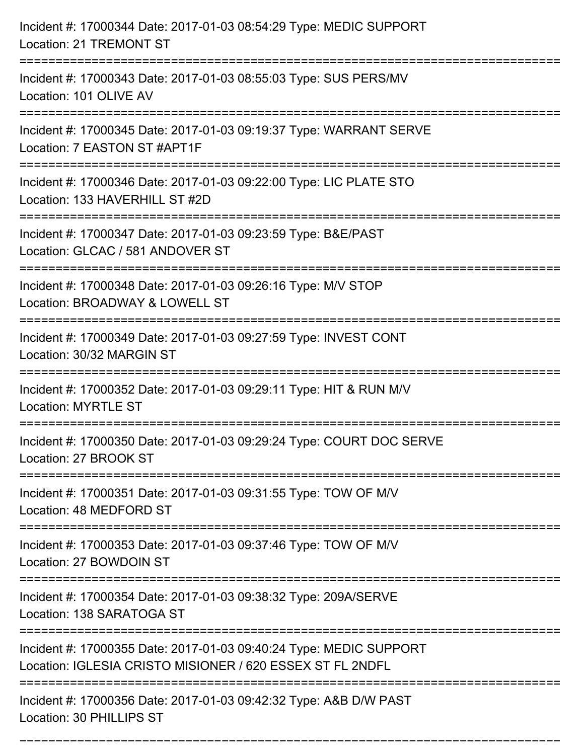Incident #: 17000344 Date: 2017-01-03 08:54:29 Type: MEDIC SUPPORT
Location: 21 TREMONT ST

===========================================================================

Incident #: 17000343 Date: 2017-01-03 08:55:03 Type: SUS PERS/MV
Location: 101 OLIVE AV

===========================================================================

Incident #: 17000345 Date: 2017-01-03 09:19:37 Type: WARRANT SERVE
Location: 7 EASTON ST #APT1F

===========================================================================

Incident #: 17000346 Date: 2017-01-03 09:22:00 Type: LIC PLATE STO
Location: 133 HAVERHILL ST #2D

===========================================================================

Incident #: 17000347 Date: 2017-01-03 09:23:59 Type: B&E/PAST
Location: GLCAC / 581 ANDOVER ST

===========================================================================

Incident #: 17000348 Date: 2017-01-03 09:26:16 Type: M/V STOP
Location: BROADWAY & LOWELL ST

===========================================================================

Incident #: 17000349 Date: 2017-01-03 09:27:59 Type: INVEST CONT
Location: 30/32 MARGIN ST

===========================================================================

Incident #: 17000352 Date: 2017-01-03 09:29:11 Type: HIT & RUN M/V
Location: MYRTLE ST

===========================================================================

Incident #: 17000350 Date: 2017-01-03 09:29:24 Type: COURT DOC SERVE
Location: 27 BROOK ST

===========================================================================

Incident #: 17000351 Date: 2017-01-03 09:31:55 Type: TOW OF M/V
Location: 48 MEDFORD ST

===========================================================================

Incident #: 17000353 Date: 2017-01-03 09:37:46 Type: TOW OF M/V
Location: 27 BOWDOIN ST

===========================================================================

Incident #: 17000354 Date: 2017-01-03 09:38:32 Type: 209A/SERVE
Location: 138 SARATOGA ST

===========================================================================

Incident #: 17000355 Date: 2017-01-03 09:40:24 Type: MEDIC SUPPORT
Location: IGLESIA CRISTO MISIONER / 620 ESSEX ST FL 2NDFL

===========================================================================

Incident #: 17000356 Date: 2017-01-03 09:42:32 Type: A&B D/W PAST
Location: 30 PHILLIPS ST

===========================================================================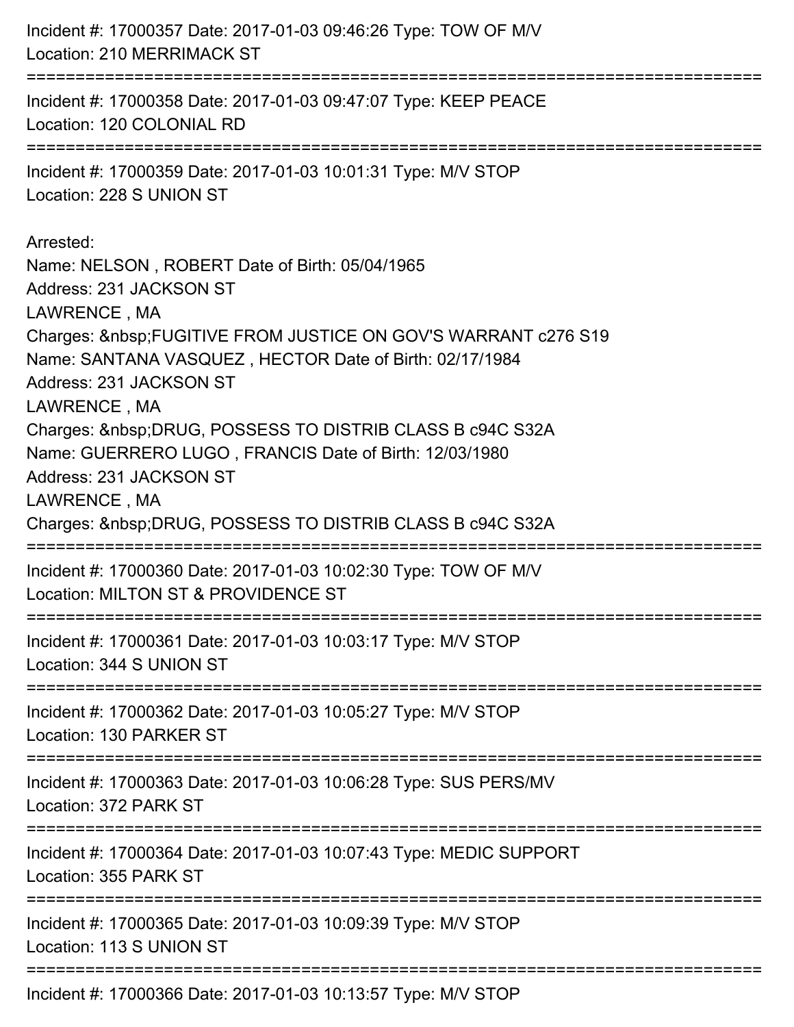Incident #: 17000357 Date: 2017-01-03 09:46:26 Type: TOW OF M/V
Location: 210 MERRIMACK ST

===========================================================================

Incident #: 17000358 Date: 2017-01-03 09:47:07 Type: KEEP PEACE
Location: 120 COLONIAL RD

===========================================================================

Incident #: 17000359 Date: 2017-01-03 10:01:31 Type: M/V STOP
Location: 228 S UNION ST

Arrested:
Name: NELSON , ROBERT Date of Birth: 05/04/1965
Address: 231 JACKSON ST
LAWRENCE , MA
Charges: &nbsp;FUGITIVE FROM JUSTICE ON GOV'S WARRANT c276 S19
Name: SANTANA VASQUEZ , HECTOR Date of Birth: 02/17/1984
Address: 231 JACKSON ST
LAWRENCE , MA
Charges: &nbsp;DRUG, POSSESS TO DISTRIB CLASS B c94C S32A
Name: GUERRERO LUGO , FRANCIS Date of Birth: 12/03/1980
Address: 231 JACKSON ST
LAWRENCE , MA
Charges: &nbsp;DRUG, POSSESS TO DISTRIB CLASS B c94C S32A

===========================================================================

Incident #: 17000360 Date: 2017-01-03 10:02:30 Type: TOW OF M/V
Location: MILTON ST & PROVIDENCE ST

===========================================================================

Incident #: 17000361 Date: 2017-01-03 10:03:17 Type: M/V STOP
Location: 344 S UNION ST

===========================================================================

Incident #: 17000362 Date: 2017-01-03 10:05:27 Type: M/V STOP
Location: 130 PARKER ST

===========================================================================

Incident #: 17000363 Date: 2017-01-03 10:06:28 Type: SUS PERS/MV
Location: 372 PARK ST

===========================================================================

Incident #: 17000364 Date: 2017-01-03 10:07:43 Type: MEDIC SUPPORT
Location: 355 PARK ST

===========================================================================

Incident #: 17000365 Date: 2017-01-03 10:09:39 Type: M/V STOP
Location: 113 S UNION ST

===========================================================================

Incident #: 17000366 Date: 2017-01-03 10:13:57 Type: M/V STOP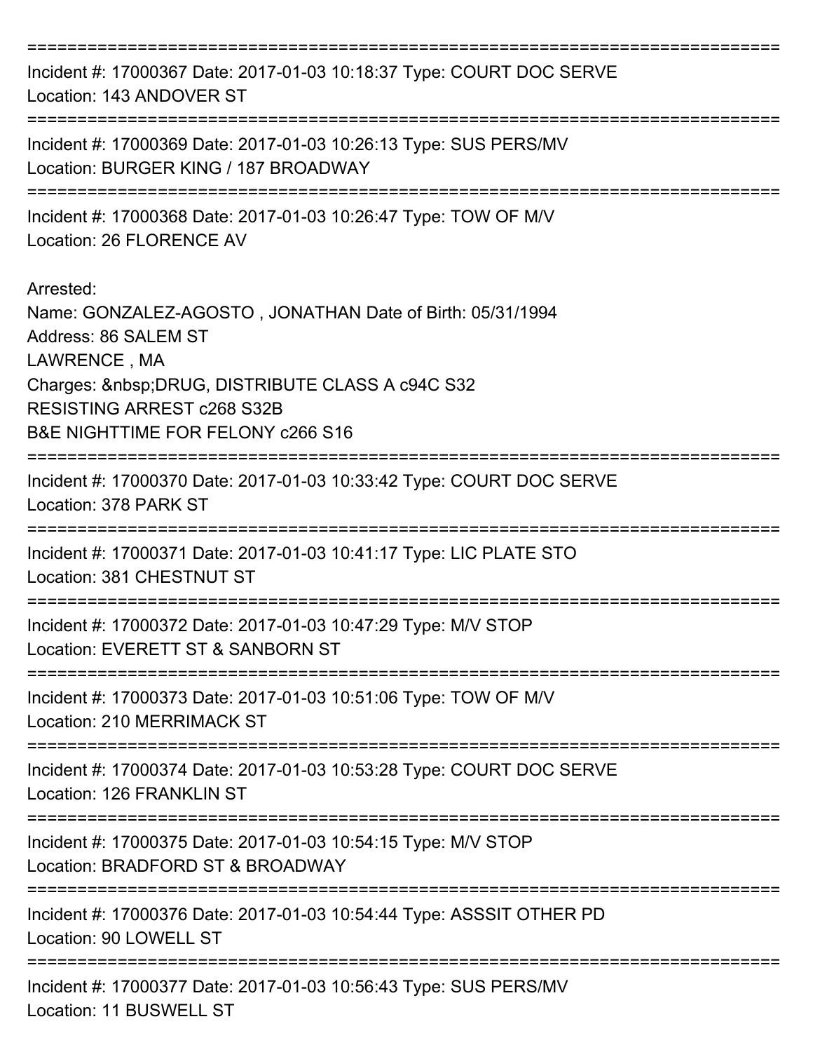===========================================================================

Incident #: 17000367 Date: 2017-01-03 10:18:37 Type: COURT DOC SERVE
Location: 143 ANDOVER ST

===========================================================================

Incident #: 17000369 Date: 2017-01-03 10:26:13 Type: SUS PERS/MV
Location: BURGER KING / 187 BROADWAY

===========================================================================

Incident #: 17000368 Date: 2017-01-03 10:26:47 Type: TOW OF M/V
Location: 26 FLORENCE AV

Arrested:
Name: GONZALEZ-AGOSTO , JONATHAN Date of Birth: 05/31/1994
Address: 86 SALEM ST
LAWRENCE , MA
Charges: &nbsp;DRUG, DISTRIBUTE CLASS A c94C S32
RESISTING ARREST c268 S32B
B&E NIGHTTIME FOR FELONY c266 S16

===========================================================================

Incident #: 17000370 Date: 2017-01-03 10:33:42 Type: COURT DOC SERVE
Location: 378 PARK ST

===========================================================================

Incident #: 17000371 Date: 2017-01-03 10:41:17 Type: LIC PLATE STO
Location: 381 CHESTNUT ST

===========================================================================

Incident #: 17000372 Date: 2017-01-03 10:47:29 Type: M/V STOP
Location: EVERETT ST & SANBORN ST

===========================================================================

Incident #: 17000373 Date: 2017-01-03 10:51:06 Type: TOW OF M/V
Location: 210 MERRIMACK ST

===========================================================================

Incident #: 17000374 Date: 2017-01-03 10:53:28 Type: COURT DOC SERVE
Location: 126 FRANKLIN ST

===========================================================================

Incident #: 17000375 Date: 2017-01-03 10:54:15 Type: M/V STOP
Location: BRADFORD ST & BROADWAY

===========================================================================

Incident #: 17000376 Date: 2017-01-03 10:54:44 Type: ASSSIT OTHER PD
Location: 90 LOWELL ST

===========================================================================

Incident #: 17000377 Date: 2017-01-03 10:56:43 Type: SUS PERS/MV
Location: 11 BUSWELL ST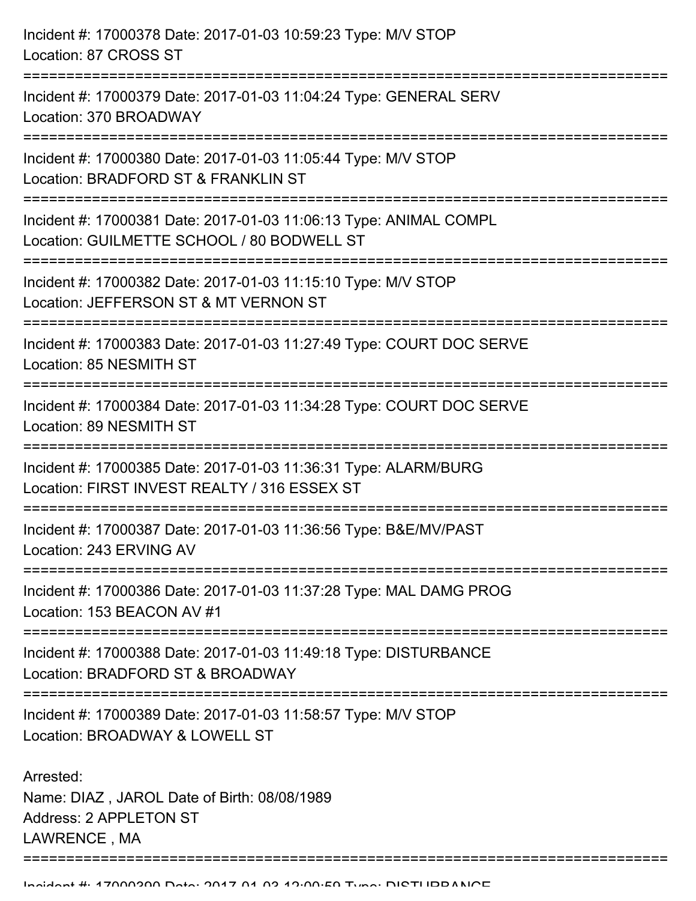Incident #: 17000378 Date: 2017-01-03 10:59:23 Type: M/V STOP
Location: 87 CROSS ST

===========================================================================

Incident #: 17000379 Date: 2017-01-03 11:04:24 Type: GENERAL SERV
Location: 370 BROADWAY

===========================================================================

Incident #: 17000380 Date: 2017-01-03 11:05:44 Type: M/V STOP
Location: BRADFORD ST & FRANKLIN ST

===========================================================================

Incident #: 17000381 Date: 2017-01-03 11:06:13 Type: ANIMAL COMPL
Location: GUILMETTE SCHOOL / 80 BODWELL ST

===========================================================================

Incident #: 17000382 Date: 2017-01-03 11:15:10 Type: M/V STOP
Location: JEFFERSON ST & MT VERNON ST

===========================================================================

Incident #: 17000383 Date: 2017-01-03 11:27:49 Type: COURT DOC SERVE
Location: 85 NESMITH ST

===========================================================================

Incident #: 17000384 Date: 2017-01-03 11:34:28 Type: COURT DOC SERVE
Location: 89 NESMITH ST

===========================================================================

Incident #: 17000385 Date: 2017-01-03 11:36:31 Type: ALARM/BURG
Location: FIRST INVEST REALTY / 316 ESSEX ST

===========================================================================

Incident #: 17000387 Date: 2017-01-03 11:36:56 Type: B&E/MV/PAST
Location: 243 ERVING AV

===========================================================================

Incident #: 17000386 Date: 2017-01-03 11:37:28 Type: MAL DAMG PROG
Location: 153 BEACON AV #1

===========================================================================

Incident #: 17000388 Date: 2017-01-03 11:49:18 Type: DISTURBANCE
Location: BRADFORD ST & BROADWAY

===========================================================================

Incident #: 17000389 Date: 2017-01-03 11:58:57 Type: M/V STOP
Location: BROADWAY & LOWELL ST

Arrested:
Name: DIAZ , JAROL Date of Birth: 08/08/1989
Address: 2 APPLETON ST
LAWRENCE , MA

===========================================================================

Incident #: 17000390 Date: 2017-01-03 12:00:59 Type: DISTURBANCE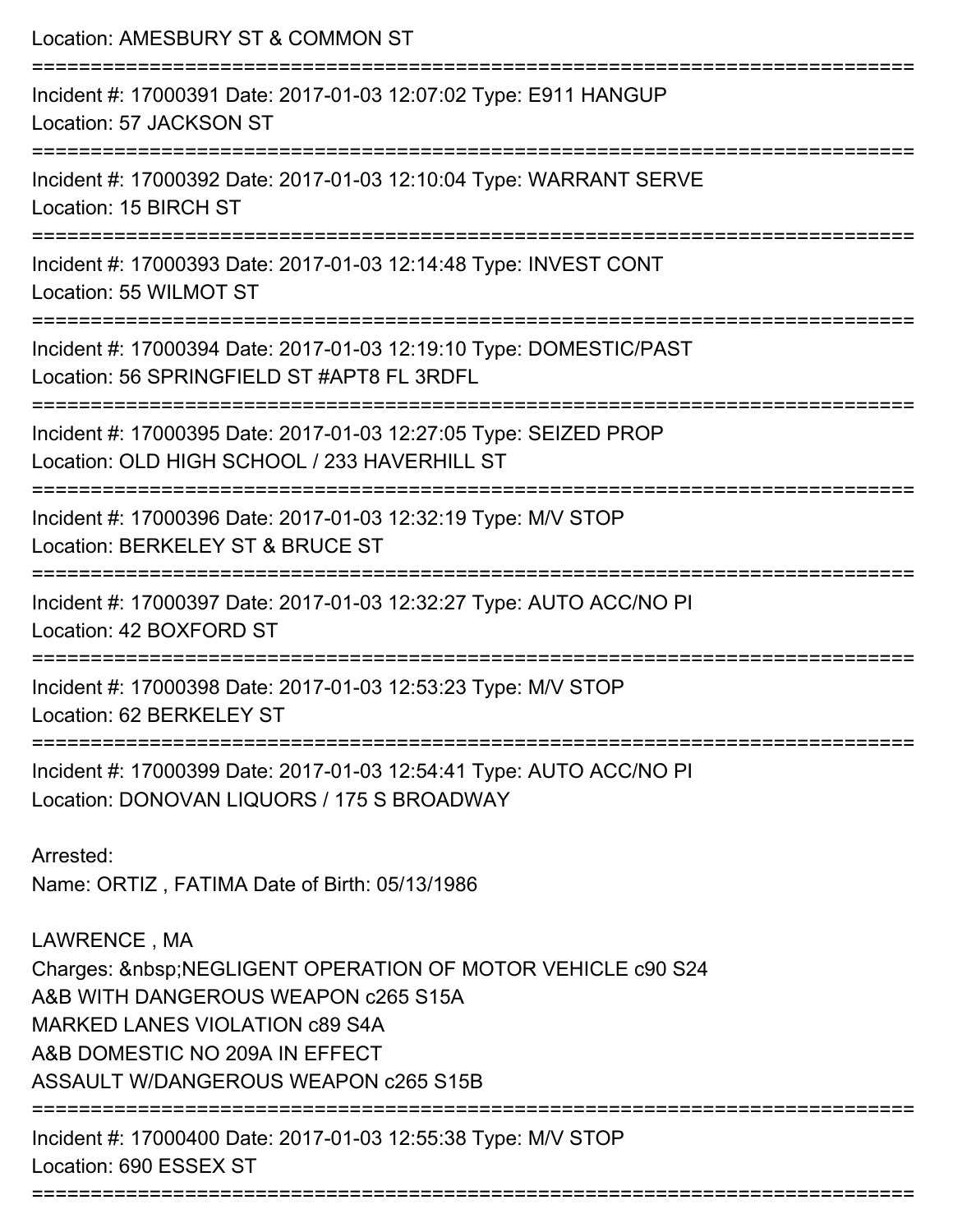Location: AMESBURY ST & COMMON ST

===========================================================================

Incident #: 17000391 Date: 2017-01-03 12:07:02 Type: E911 HANGUP
Location: 57 JACKSON ST

===========================================================================

Incident #: 17000392 Date: 2017-01-03 12:10:04 Type: WARRANT SERVE
Location: 15 BIRCH ST

===========================================================================

Incident #: 17000393 Date: 2017-01-03 12:14:48 Type: INVEST CONT
Location: 55 WILMOT ST

===========================================================================

Incident #: 17000394 Date: 2017-01-03 12:19:10 Type: DOMESTIC/PAST
Location: 56 SPRINGFIELD ST #APT8 FL 3RDFL

===========================================================================

Incident #: 17000395 Date: 2017-01-03 12:27:05 Type: SEIZED PROP
Location: OLD HIGH SCHOOL / 233 HAVERHILL ST

===========================================================================

Incident #: 17000396 Date: 2017-01-03 12:32:19 Type: M/V STOP
Location: BERKELEY ST & BRUCE ST

===========================================================================

Incident #: 17000397 Date: 2017-01-03 12:32:27 Type: AUTO ACC/NO PI
Location: 42 BOXFORD ST

===========================================================================

Incident #: 17000398 Date: 2017-01-03 12:53:23 Type: M/V STOP
Location: 62 BERKELEY ST

===========================================================================

Incident #: 17000399 Date: 2017-01-03 12:54:41 Type: AUTO ACC/NO PI
Location: DONOVAN LIQUORS / 175 S BROADWAY

Arrested:
Name: ORTIZ , FATIMA Date of Birth: 05/13/1986

LAWRENCE , MA
Charges: &nbsp;NEGLIGENT OPERATION OF MOTOR VEHICLE c90 S24
A&B WITH DANGEROUS WEAPON c265 S15A
MARKED LANES VIOLATION c89 S4A
A&B DOMESTIC NO 209A IN EFFECT
ASSAULT W/DANGEROUS WEAPON c265 S15B

===========================================================================

Incident #: 17000400 Date: 2017-01-03 12:55:38 Type: M/V STOP
Location: 690 ESSEX ST

===========================================================================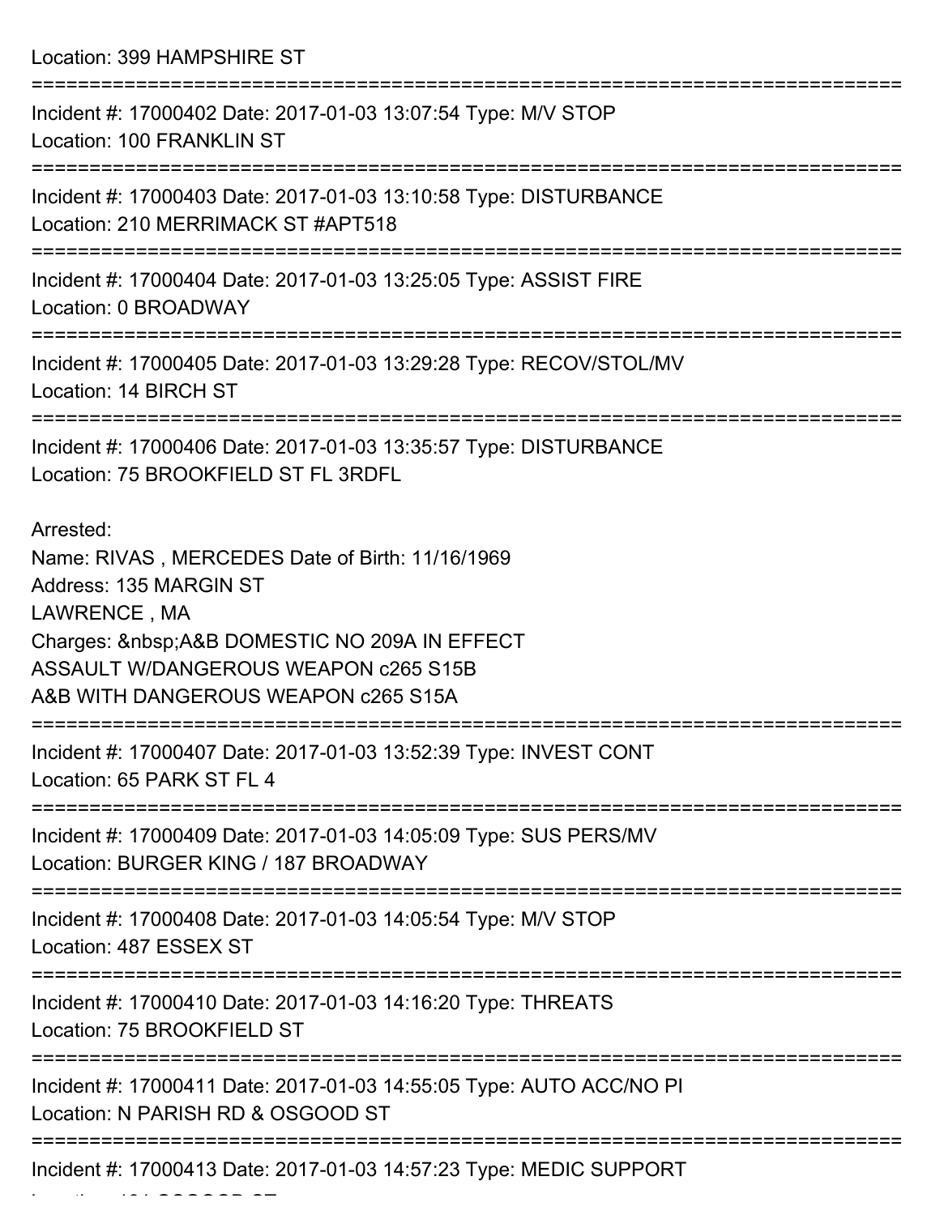Location: 399 HAMPSHIRE ST

===========================================================================

Incident #: 17000402 Date: 2017-01-03 13:07:54 Type: M/V STOP
Location: 100 FRANKLIN ST

===========================================================================

Incident #: 17000403 Date: 2017-01-03 13:10:58 Type: DISTURBANCE
Location: 210 MERRIMACK ST #APT518

===========================================================================

Incident #: 17000404 Date: 2017-01-03 13:25:05 Type: ASSIST FIRE
Location: 0 BROADWAY

===========================================================================

Incident #: 17000405 Date: 2017-01-03 13:29:28 Type: RECOV/STOL/MV
Location: 14 BIRCH ST

===========================================================================

Incident #: 17000406 Date: 2017-01-03 13:35:57 Type: DISTURBANCE
Location: 75 BROOKFIELD ST FL 3RDFL

Arrested:
Name: RIVAS , MERCEDES Date of Birth: 11/16/1969
Address: 135 MARGIN ST
LAWRENCE , MA
Charges: &nbsp;A&B DOMESTIC NO 209A IN EFFECT
ASSAULT W/DANGEROUS WEAPON c265 S15B
A&B WITH DANGEROUS WEAPON c265 S15A

===========================================================================

Incident #: 17000407 Date: 2017-01-03 13:52:39 Type: INVEST CONT
Location: 65 PARK ST FL 4

===========================================================================

Incident #: 17000409 Date: 2017-01-03 14:05:09 Type: SUS PERS/MV
Location: BURGER KING / 187 BROADWAY

===========================================================================

Incident #: 17000408 Date: 2017-01-03 14:05:54 Type: M/V STOP
Location: 487 ESSEX ST

===========================================================================

Incident #: 17000410 Date: 2017-01-03 14:16:20 Type: THREATS
Location: 75 BROOKFIELD ST

===========================================================================

Incident #: 17000411 Date: 2017-01-03 14:55:05 Type: AUTO ACC/NO PI
Location: N PARISH RD & OSGOOD ST

===========================================================================

Incident #: 17000413 Date: 2017-01-03 14:57:23 Type: MEDIC SUPPORT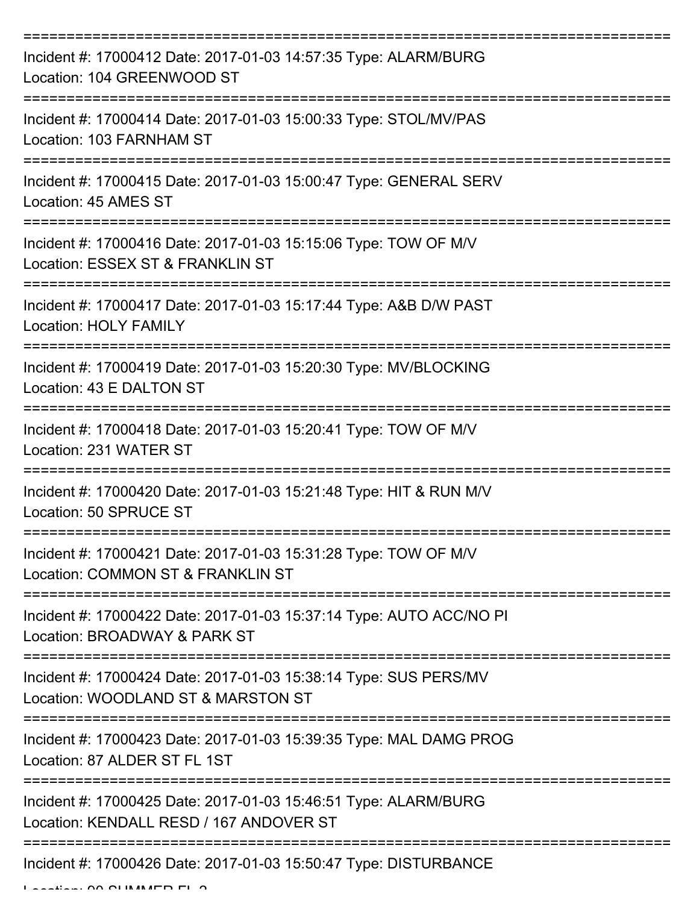===========================================================================

Incident #: 17000412 Date: 2017-01-03 14:57:35 Type: ALARM/BURG
Location: 104 GREENWOOD ST

===========================================================================

Incident #: 17000414 Date: 2017-01-03 15:00:33 Type: STOL/MV/PAS
Location: 103 FARNHAM ST

===========================================================================

Incident #: 17000415 Date: 2017-01-03 15:00:47 Type: GENERAL SERV
Location: 45 AMES ST

===========================================================================

Incident #: 17000416 Date: 2017-01-03 15:15:06 Type: TOW OF M/V
Location: ESSEX ST & FRANKLIN ST

===========================================================================

Incident #: 17000417 Date: 2017-01-03 15:17:44 Type: A&B D/W PAST
Location: HOLY FAMILY

===========================================================================

Incident #: 17000419 Date: 2017-01-03 15:20:30 Type: MV/BLOCKING
Location: 43 E DALTON ST

===========================================================================

Incident #: 17000418 Date: 2017-01-03 15:20:41 Type: TOW OF M/V
Location: 231 WATER ST

===========================================================================

Incident #: 17000420 Date: 2017-01-03 15:21:48 Type: HIT & RUN M/V
Location: 50 SPRUCE ST

===========================================================================

Incident #: 17000421 Date: 2017-01-03 15:31:28 Type: TOW OF M/V
Location: COMMON ST & FRANKLIN ST

===========================================================================

Incident #: 17000422 Date: 2017-01-03 15:37:14 Type: AUTO ACC/NO PI
Location: BROADWAY & PARK ST

===========================================================================

Incident #: 17000424 Date: 2017-01-03 15:38:14 Type: SUS PERS/MV
Location: WOODLAND ST & MARSTON ST

===========================================================================

Incident #: 17000423 Date: 2017-01-03 15:39:35 Type: MAL DAMG PROG
Location: 87 ALDER ST FL 1ST

===========================================================================

Incident #: 17000425 Date: 2017-01-03 15:46:51 Type: ALARM/BURG
Location: KENDALL RESD / 167 ANDOVER ST

===========================================================================

Incident #: 17000426 Date: 2017-01-03 15:50:47 Type: DISTURBANCE
Location: 90 SUMMER FL 2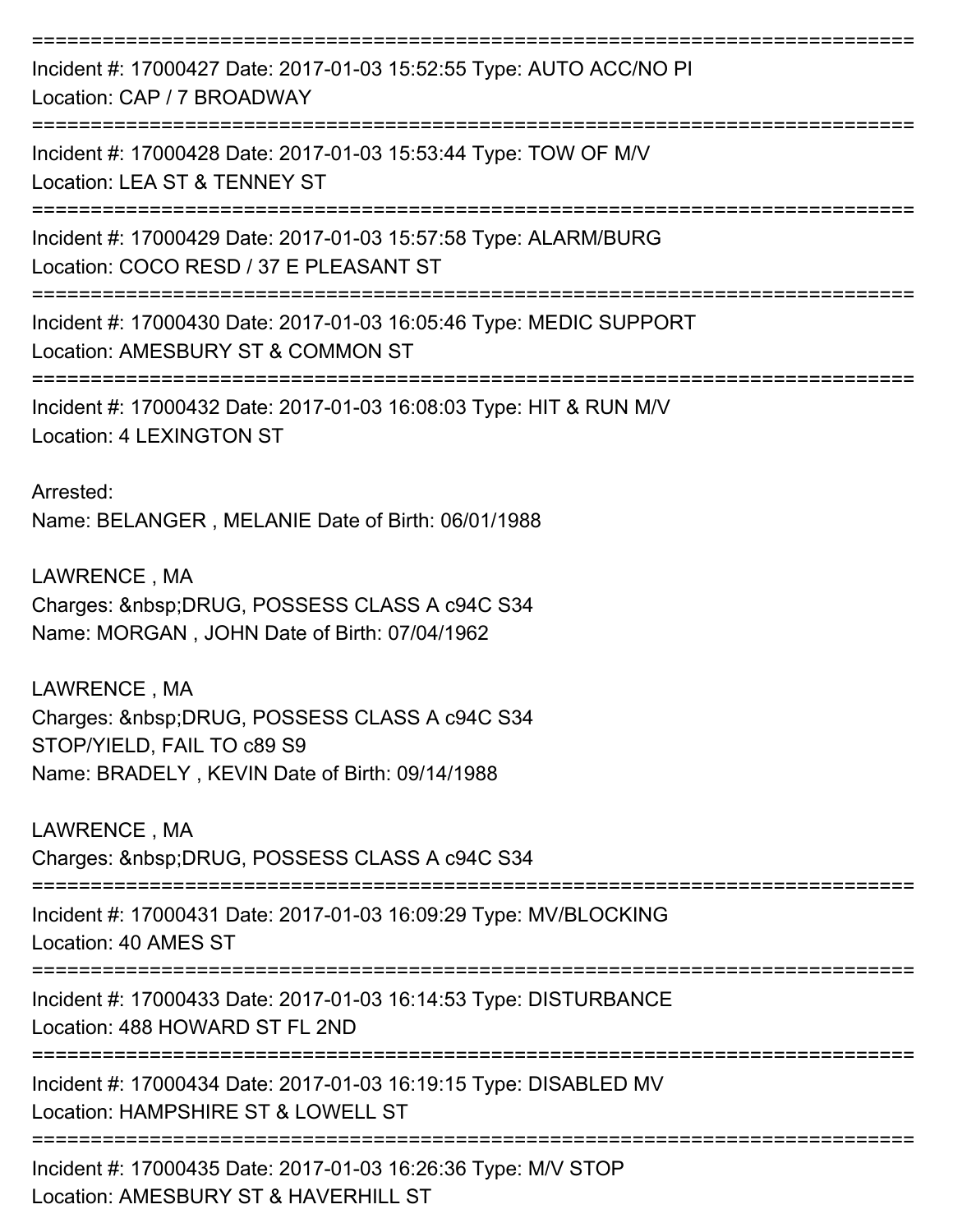===========================================================================
Incident #: 17000427 Date: 2017-01-03 15:52:55 Type: AUTO ACC/NO PI
Location: CAP / 7 BROADWAY
===========================================================================
Incident #: 17000428 Date: 2017-01-03 15:53:44 Type: TOW OF M/V
Location: LEA ST & TENNEY ST
===========================================================================
Incident #: 17000429 Date: 2017-01-03 15:57:58 Type: ALARM/BURG
Location: COCO RESD / 37 E PLEASANT ST
===========================================================================
Incident #: 17000430 Date: 2017-01-03 16:05:46 Type: MEDIC SUPPORT
Location: AMESBURY ST & COMMON ST
===========================================================================
Incident #: 17000432 Date: 2017-01-03 16:08:03 Type: HIT & RUN M/V
Location: 4 LEXINGTON ST

Arrested:
Name: BELANGER , MELANIE Date of Birth: 06/01/1988

LAWRENCE , MA
Charges: &nbsp;DRUG, POSSESS CLASS A c94C S34
Name: MORGAN , JOHN Date of Birth: 07/04/1962

LAWRENCE , MA
Charges: &nbsp;DRUG, POSSESS CLASS A c94C S34
STOP/YIELD, FAIL TO c89 S9
Name: BRADELY , KEVIN Date of Birth: 09/14/1988

LAWRENCE , MA
Charges: &nbsp;DRUG, POSSESS CLASS A c94C S34
===========================================================================
Incident #: 17000431 Date: 2017-01-03 16:09:29 Type: MV/BLOCKING
Location: 40 AMES ST
===========================================================================
Incident #: 17000433 Date: 2017-01-03 16:14:53 Type: DISTURBANCE
Location: 488 HOWARD ST FL 2ND
===========================================================================
Incident #: 17000434 Date: 2017-01-03 16:19:15 Type: DISABLED MV
Location: HAMPSHIRE ST & LOWELL ST
===========================================================================
Incident #: 17000435 Date: 2017-01-03 16:26:36 Type: M/V STOP
Location: AMESBURY ST & HAVERHILL ST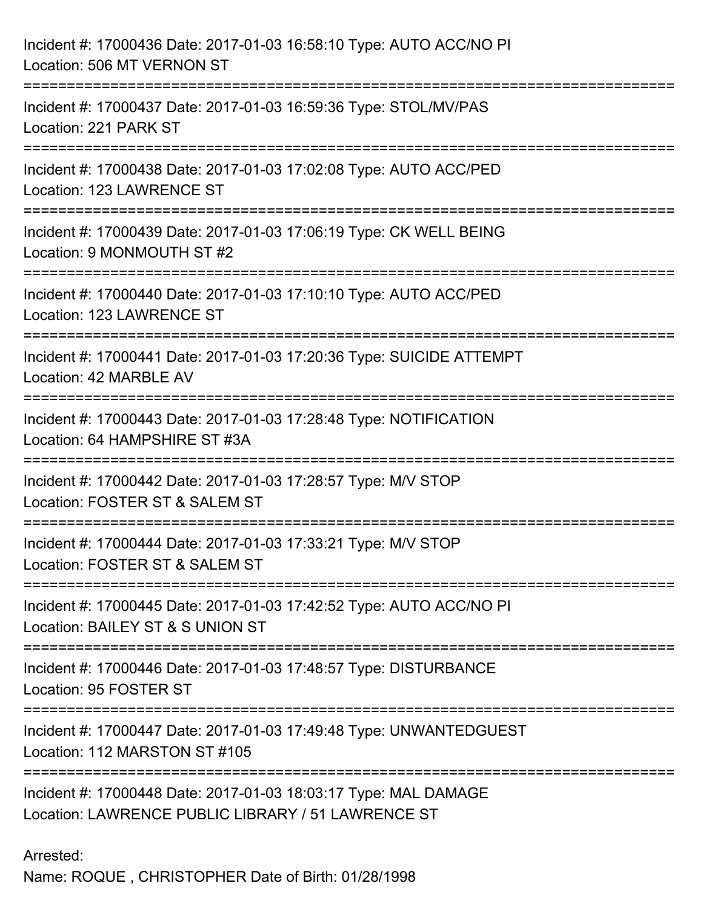Incident #: 17000436 Date: 2017-01-03 16:58:10 Type: AUTO ACC/NO PI
Location: 506 MT VERNON ST

===========================================================================

Incident #: 17000437 Date: 2017-01-03 16:59:36 Type: STOL/MV/PAS
Location: 221 PARK ST

===========================================================================

Incident #: 17000438 Date: 2017-01-03 17:02:08 Type: AUTO ACC/PED
Location: 123 LAWRENCE ST

===========================================================================

Incident #: 17000439 Date: 2017-01-03 17:06:19 Type: CK WELL BEING
Location: 9 MONMOUTH ST #2

===========================================================================

Incident #: 17000440 Date: 2017-01-03 17:10:10 Type: AUTO ACC/PED
Location: 123 LAWRENCE ST

===========================================================================

Incident #: 17000441 Date: 2017-01-03 17:20:36 Type: SUICIDE ATTEMPT
Location: 42 MARBLE AV

===========================================================================

Incident #: 17000443 Date: 2017-01-03 17:28:48 Type: NOTIFICATION
Location: 64 HAMPSHIRE ST #3A

===========================================================================

Incident #: 17000442 Date: 2017-01-03 17:28:57 Type: M/V STOP
Location: FOSTER ST & SALEM ST

===========================================================================

Incident #: 17000444 Date: 2017-01-03 17:33:21 Type: M/V STOP
Location: FOSTER ST & SALEM ST

===========================================================================

Incident #: 17000445 Date: 2017-01-03 17:42:52 Type: AUTO ACC/NO PI
Location: BAILEY ST & S UNION ST

===========================================================================

Incident #: 17000446 Date: 2017-01-03 17:48:57 Type: DISTURBANCE
Location: 95 FOSTER ST

===========================================================================

Incident #: 17000447 Date: 2017-01-03 17:49:48 Type: UNWANTEDGUEST
Location: 112 MARSTON ST #105

===========================================================================

Incident #: 17000448 Date: 2017-01-03 18:03:17 Type: MAL DAMAGE
Location: LAWRENCE PUBLIC LIBRARY / 51 LAWRENCE ST

Arrested:
Name: ROQUE , CHRISTOPHER Date of Birth: 01/28/1998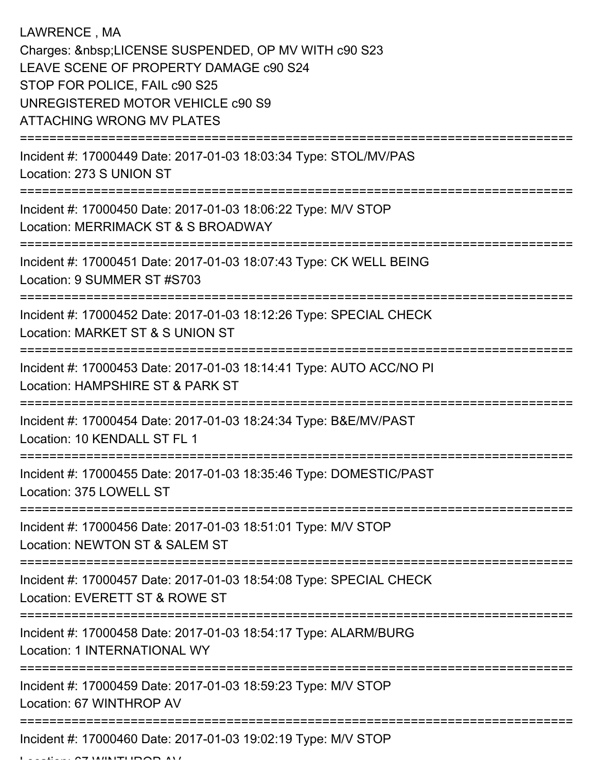LAWRENCE , MA
Charges: &nbsp;LICENSE SUSPENDED, OP MV WITH c90 S23
LEAVE SCENE OF PROPERTY DAMAGE c90 S24
STOP FOR POLICE, FAIL c90 S25
UNREGISTERED MOTOR VEHICLE c90 S9
ATTACHING WRONG MV PLATES

===========================================================================

Incident #: 17000449 Date: 2017-01-03 18:03:34 Type: STOL/MV/PAS
Location: 273 S UNION ST

===========================================================================

Incident #: 17000450 Date: 2017-01-03 18:06:22 Type: M/V STOP
Location: MERRIMACK ST & S BROADWAY

===========================================================================

Incident #: 17000451 Date: 2017-01-03 18:07:43 Type: CK WELL BEING
Location: 9 SUMMER ST #S703

===========================================================================

Incident #: 17000452 Date: 2017-01-03 18:12:26 Type: SPECIAL CHECK
Location: MARKET ST & S UNION ST

===========================================================================

Incident #: 17000453 Date: 2017-01-03 18:14:41 Type: AUTO ACC/NO PI
Location: HAMPSHIRE ST & PARK ST

===========================================================================

Incident #: 17000454 Date: 2017-01-03 18:24:34 Type: B&E/MV/PAST
Location: 10 KENDALL ST FL 1

===========================================================================

Incident #: 17000455 Date: 2017-01-03 18:35:46 Type: DOMESTIC/PAST
Location: 375 LOWELL ST

===========================================================================

Incident #: 17000456 Date: 2017-01-03 18:51:01 Type: M/V STOP
Location: NEWTON ST & SALEM ST

===========================================================================

Incident #: 17000457 Date: 2017-01-03 18:54:08 Type: SPECIAL CHECK
Location: EVERETT ST & ROWE ST

===========================================================================

Incident #: 17000458 Date: 2017-01-03 18:54:17 Type: ALARM/BURG
Location: 1 INTERNATIONAL WY

===========================================================================

Incident #: 17000459 Date: 2017-01-03 18:59:23 Type: M/V STOP
Location: 67 WINTHROP AV

===========================================================================

Incident #: 17000460 Date: 2017-01-03 19:02:19 Type: M/V STOP
Location: 67 WINTHROP AV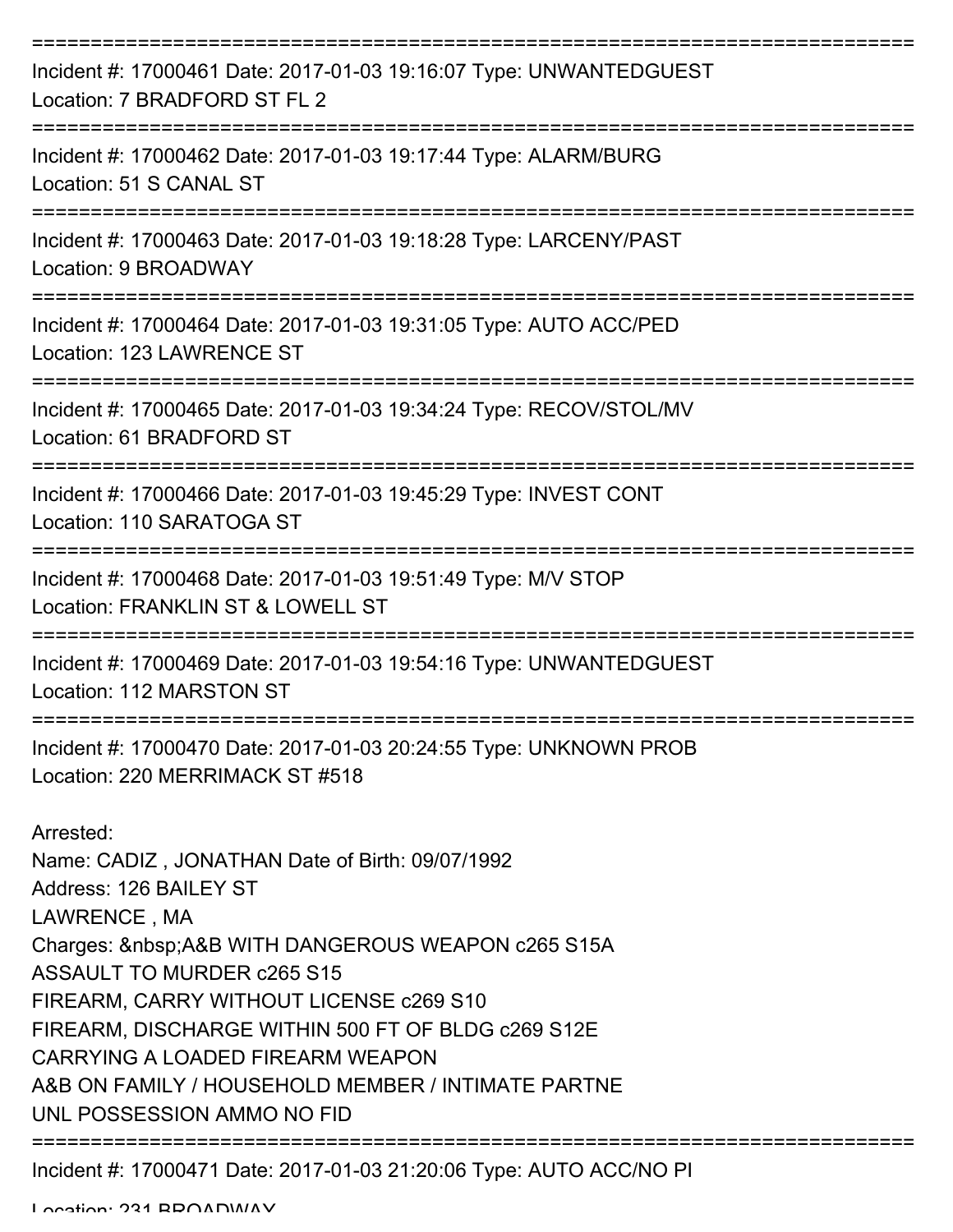===========================================================================

Incident #: 17000461 Date: 2017-01-03 19:16:07 Type: UNWANTEDGUEST
Location: 7 BRADFORD ST FL 2

===========================================================================

Incident #: 17000462 Date: 2017-01-03 19:17:44 Type: ALARM/BURG
Location: 51 S CANAL ST

===========================================================================

Incident #: 17000463 Date: 2017-01-03 19:18:28 Type: LARCENY/PAST
Location: 9 BROADWAY

===========================================================================

Incident #: 17000464 Date: 2017-01-03 19:31:05 Type: AUTO ACC/PED
Location: 123 LAWRENCE ST

===========================================================================

Incident #: 17000465 Date: 2017-01-03 19:34:24 Type: RECOV/STOL/MV
Location: 61 BRADFORD ST

===========================================================================

Incident #: 17000466 Date: 2017-01-03 19:45:29 Type: INVEST CONT
Location: 110 SARATOGA ST

===========================================================================

Incident #: 17000468 Date: 2017-01-03 19:51:49 Type: M/V STOP
Location: FRANKLIN ST & LOWELL ST

===========================================================================

Incident #: 17000469 Date: 2017-01-03 19:54:16 Type: UNWANTEDGUEST
Location: 112 MARSTON ST

===========================================================================

Incident #: 17000470 Date: 2017-01-03 20:24:55 Type: UNKNOWN PROB
Location: 220 MERRIMACK ST #518

Arrested:
Name: CADIZ , JONATHAN Date of Birth: 09/07/1992
Address: 126 BAILEY ST
LAWRENCE , MA
Charges: &nbsp;A&B WITH DANGEROUS WEAPON c265 S15A
ASSAULT TO MURDER c265 S15
FIREARM, CARRY WITHOUT LICENSE c269 S10
FIREARM, DISCHARGE WITHIN 500 FT OF BLDG c269 S12E
CARRYING A LOADED FIREARM WEAPON
A&B ON FAMILY / HOUSEHOLD MEMBER / INTIMATE PARTNE
UNL POSSESSION AMMO NO FID

===========================================================================

Incident #: 17000471 Date: 2017-01-03 21:20:06 Type: AUTO ACC/NO PI
Location: 231 BROADWAY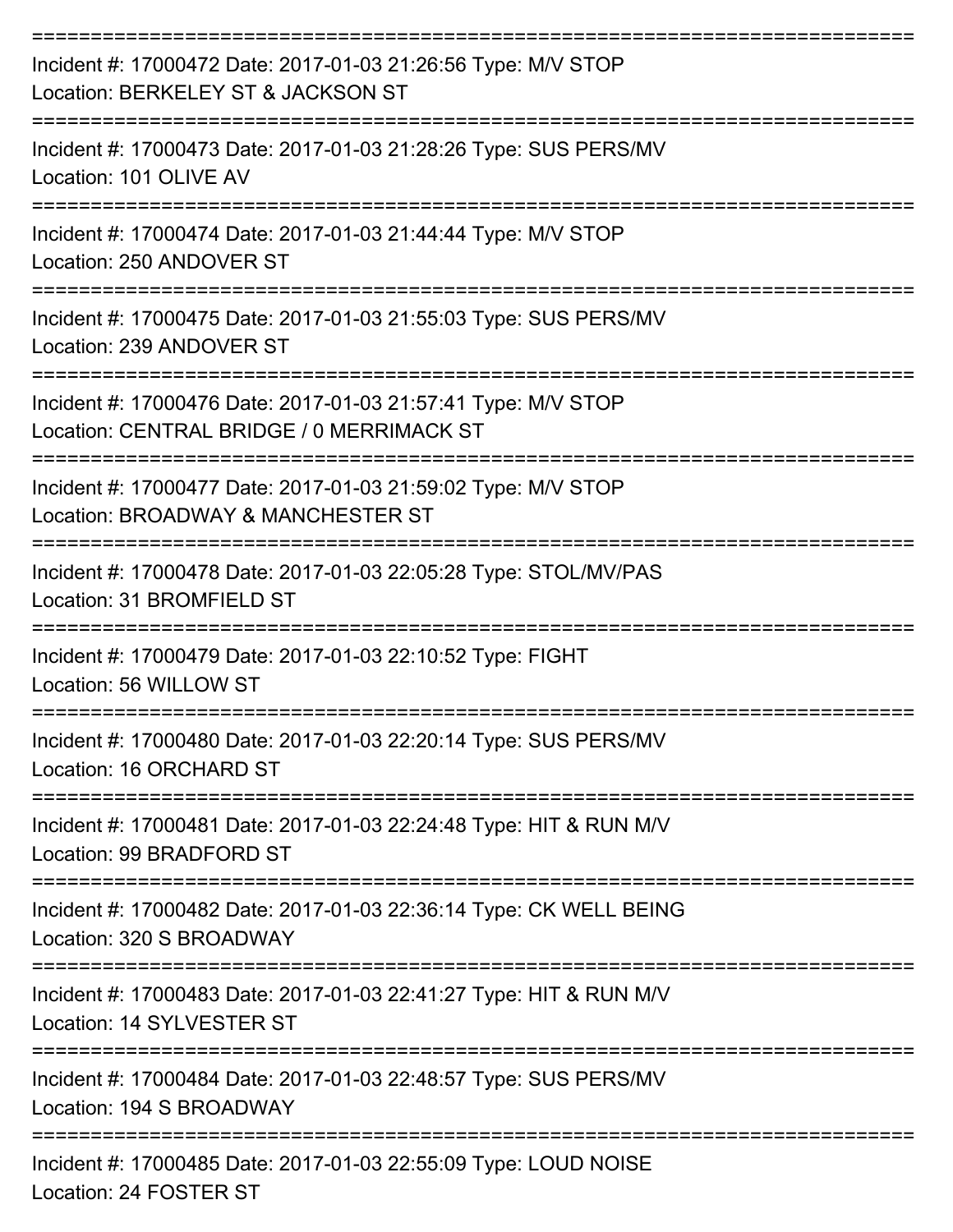===========================================================================

Incident #: 17000472 Date: 2017-01-03 21:26:56 Type: M/V STOP
Location: BERKELEY ST & JACKSON ST

===========================================================================

Incident #: 17000473 Date: 2017-01-03 21:28:26 Type: SUS PERS/MV
Location: 101 OLIVE AV

===========================================================================

Incident #: 17000474 Date: 2017-01-03 21:44:44 Type: M/V STOP
Location: 250 ANDOVER ST

===========================================================================

Incident #: 17000475 Date: 2017-01-03 21:55:03 Type: SUS PERS/MV
Location: 239 ANDOVER ST

===========================================================================

Incident #: 17000476 Date: 2017-01-03 21:57:41 Type: M/V STOP
Location: CENTRAL BRIDGE / 0 MERRIMACK ST

===========================================================================

Incident #: 17000477 Date: 2017-01-03 21:59:02 Type: M/V STOP
Location: BROADWAY & MANCHESTER ST

===========================================================================

Incident #: 17000478 Date: 2017-01-03 22:05:28 Type: STOL/MV/PAS
Location: 31 BROMFIELD ST

===========================================================================

Incident #: 17000479 Date: 2017-01-03 22:10:52 Type: FIGHT
Location: 56 WILLOW ST

===========================================================================

Incident #: 17000480 Date: 2017-01-03 22:20:14 Type: SUS PERS/MV
Location: 16 ORCHARD ST

===========================================================================

Incident #: 17000481 Date: 2017-01-03 22:24:48 Type: HIT & RUN M/V
Location: 99 BRADFORD ST

===========================================================================

Incident #: 17000482 Date: 2017-01-03 22:36:14 Type: CK WELL BEING
Location: 320 S BROADWAY

===========================================================================

Incident #: 17000483 Date: 2017-01-03 22:41:27 Type: HIT & RUN M/V
Location: 14 SYLVESTER ST

===========================================================================

Incident #: 17000484 Date: 2017-01-03 22:48:57 Type: SUS PERS/MV
Location: 194 S BROADWAY

===========================================================================

Incident #: 17000485 Date: 2017-01-03 22:55:09 Type: LOUD NOISE
Location: 24 FOSTER ST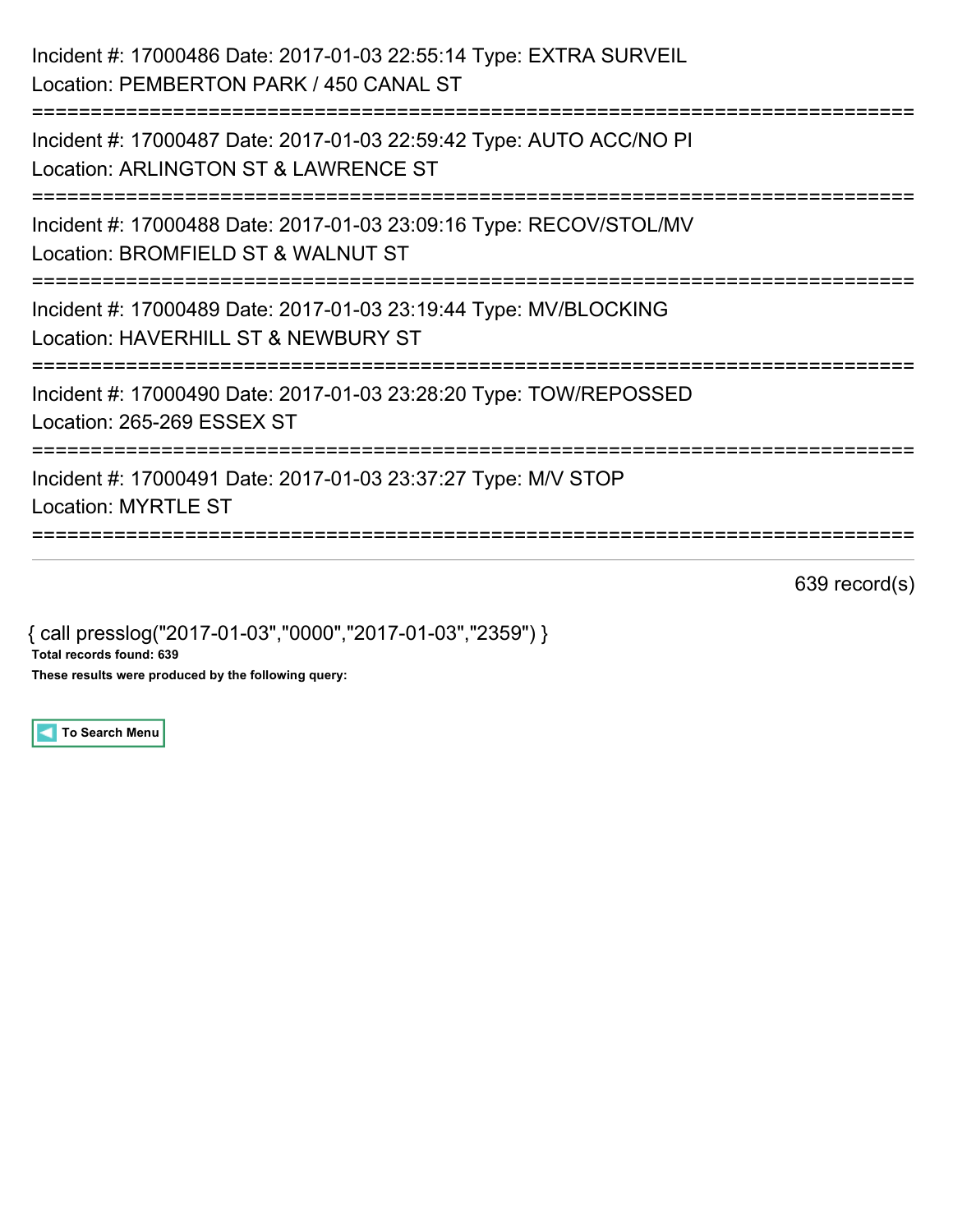Incident #: 17000486 Date: 2017-01-03 22:55:14 Type: EXTRA SURVEIL
Location: PEMBERTON PARK / 450 CANAL ST

===========================================================================

Incident #: 17000487 Date: 2017-01-03 22:59:42 Type: AUTO ACC/NO PI
Location: ARLINGTON ST & LAWRENCE ST

===========================================================================

Incident #: 17000488 Date: 2017-01-03 23:09:16 Type: RECOV/STOL/MV
Location: BROMFIELD ST & WALNUT ST

===========================================================================

Incident #: 17000489 Date: 2017-01-03 23:19:44 Type: MV/BLOCKING
Location: HAVERHILL ST & NEWBURY ST

===========================================================================

Incident #: 17000490 Date: 2017-01-03 23:28:20 Type: TOW/REPOSSED
Location: 265-269 ESSEX ST

===========================================================================

Incident #: 17000491 Date: 2017-01-03 23:37:27 Type: M/V STOP
Location: MYRTLE ST

===========================================================================

639 record(s)

{ call presslog("2017-01-03","0000","2017-01-03","2359") }

**Total records found: 639**

**These results were produced by the following query:**

To Search Menu